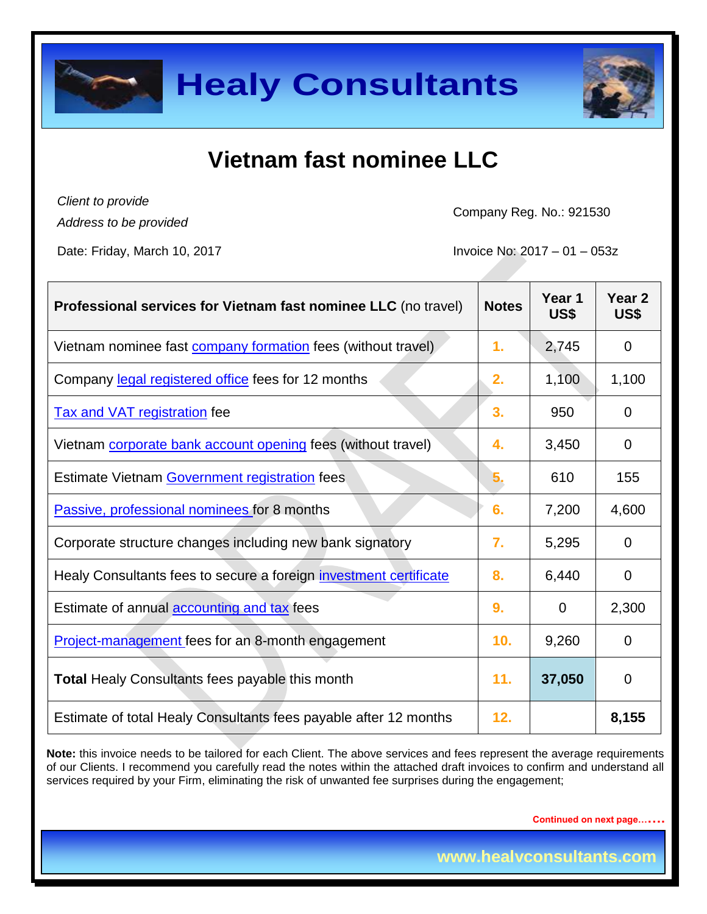# Healy Consultants

## Vietnam fast nominee LLC

*Client to provide*
*Address to be provided*

Company Reg. No.: 921530

Date: Friday, March 10, 2017

Invoice No: 2017 – 01 – 053z

| **Professional services for Vietnam fast nominee LLC** (no travel) | **Notes** | **Year 1 US$** | **Year 2 US$** |
|---|---|---|---|
| Vietnam nominee fast company formation fees (without travel) | 1. | 2,745 | 0 |
| Company legal registered office fees for 12 months | 2. | 1,100 | 1,100 |
| Tax and VAT registration fee | 3. | 950 | 0 |
| Vietnam corporate bank account opening fees (without travel) | 4. | 3,450 | 0 |
| Estimate Vietnam Government registration fees | 5. | 610 | 155 |
| Passive, professional nominees for 8 months | 6. | 7,200 | 4,600 |
| Corporate structure changes including new bank signatory | 7. | 5,295 | 0 |
| Healy Consultants fees to secure a foreign investment certificate | 8. | 6,440 | 0 |
| Estimate of annual accounting and tax fees | 9. | 0 | 2,300 |
| Project-management fees for an 8-month engagement | 10. | 9,260 | 0 |
| **Total** Healy Consultants fees payable this month | 11. | **37,050** | 0 |
| Estimate of total Healy Consultants fees payable after 12 months | 12. | | **8,155** |

**Note:** this invoice needs to be tailored for each Client. The above services and fees represent the average requirements of our Clients. I recommend you carefully read the notes within the attached draft invoices to confirm and understand all services required by your Firm, eliminating the risk of unwanted fee surprises during the engagement;

Continued on next page…….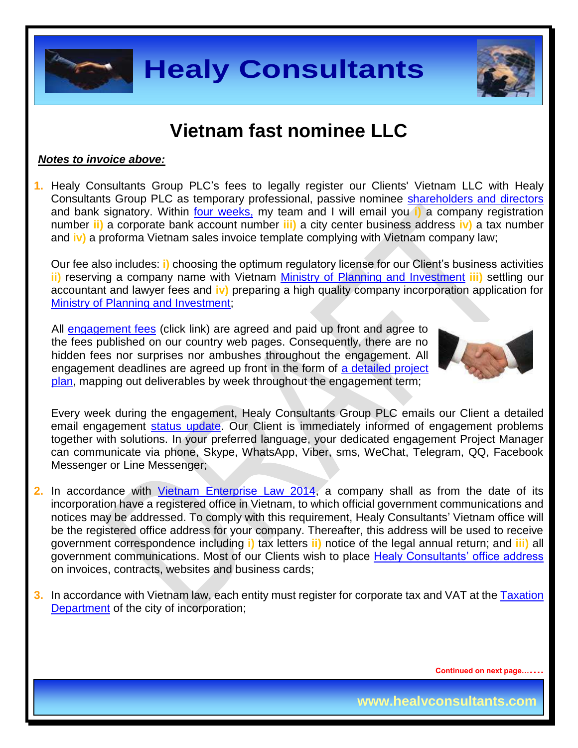# Vietnam fast nominee LLC

***Notes to invoice above:***

1. Healy Consultants Group PLC's fees to legally register our Clients' Vietnam LLC with Healy Consultants Group PLC as temporary professional, passive nominee shareholders and directors and bank signatory. Within four weeks, my team and I will email you **i)** a company registration number **ii)** a corporate bank account number **iii)** a city center business address **iv)** a tax number and **iv)** a proforma Vietnam sales invoice template complying with Vietnam company law;

   Our fee also includes: **i)** choosing the optimum regulatory license for our Client's business activities **ii)** reserving a company name with Vietnam Ministry of Planning and Investment **iii)** settling our accountant and lawyer fees and **iv)** preparing a high quality company incorporation application for Ministry of Planning and Investment;

   All engagement fees (click link) are agreed and paid up front and agree to the fees published on our country web pages. Consequently, there are no hidden fees nor surprises nor ambushes throughout the engagement. All engagement deadlines are agreed up front in the form of a detailed project plan, mapping out deliverables by week throughout the engagement term;

   Every week during the engagement, Healy Consultants Group PLC emails our Client a detailed email engagement status update. Our Client is immediately informed of engagement problems together with solutions. In your preferred language, your dedicated engagement Project Manager can communicate via phone, Skype, WhatsApp, Viber, sms, WeChat, Telegram, QQ, Facebook Messenger or Line Messenger;

2. In accordance with Vietnam Enterprise Law 2014, a company shall as from the date of its incorporation have a registered office in Vietnam, to which official government communications and notices may be addressed. To comply with this requirement, Healy Consultants' Vietnam office will be the registered office address for your company. Thereafter, this address will be used to receive government correspondence including **i)** tax letters **ii)** notice of the legal annual return; and **iii)** all government communications. Most of our Clients wish to place Healy Consultants' office address on invoices, contracts, websites and business cards;

3. In accordance with Vietnam law, each entity must register for corporate tax and VAT at the Taxation Department of the city of incorporation;

Continued on next page…….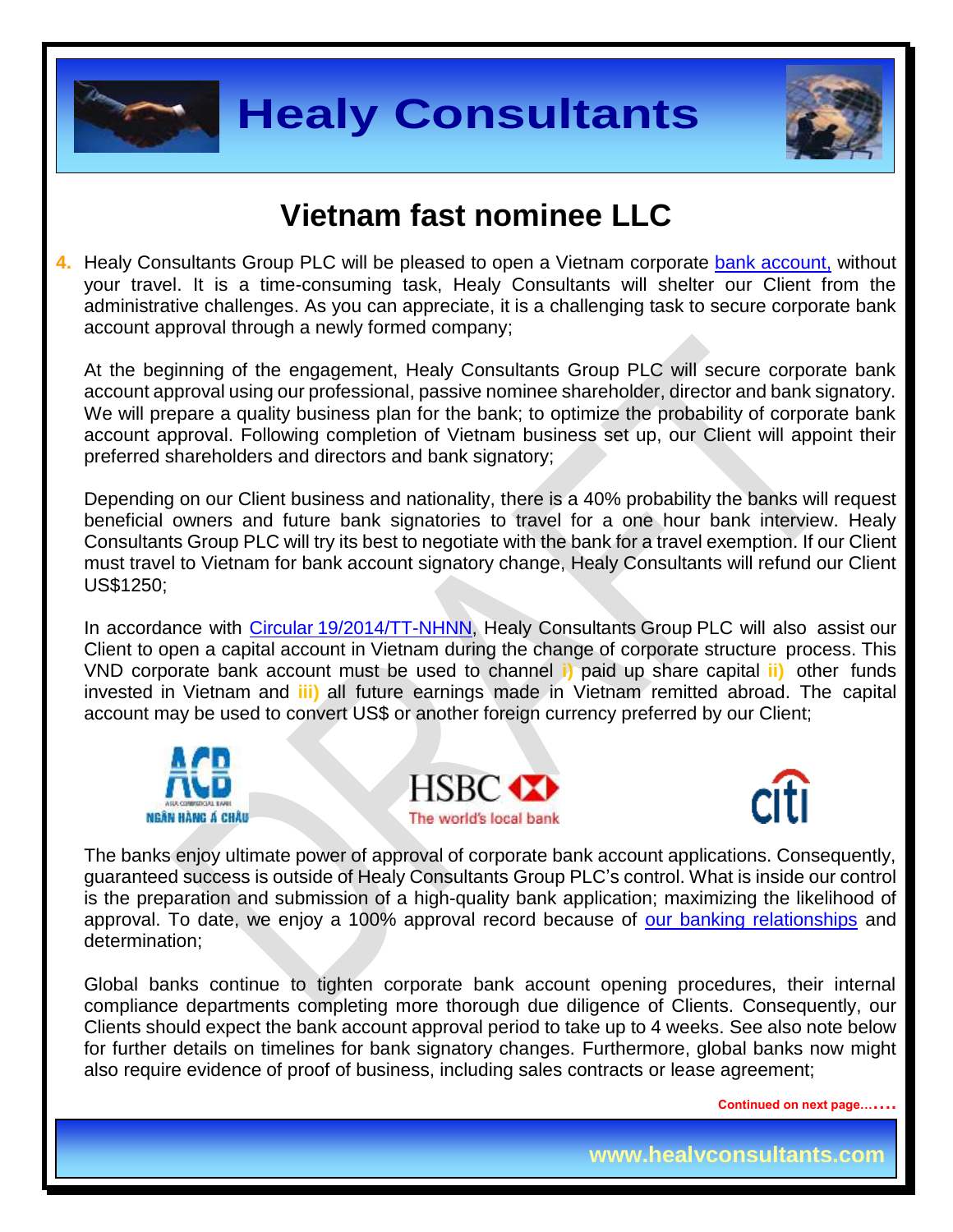# Vietnam fast nominee LLC

4. Healy Consultants Group PLC will be pleased to open a Vietnam corporate bank account, without your travel. It is a time-consuming task, Healy Consultants will shelter our Client from the administrative challenges. As you can appreciate, it is a challenging task to secure corporate bank account approval through a newly formed company;

   At the beginning of the engagement, Healy Consultants Group PLC will secure corporate bank account approval using our professional, passive nominee shareholder, director and bank signatory. We will prepare a quality business plan for the bank; to optimize the probability of corporate bank account approval. Following completion of Vietnam business set up, our Client will appoint their preferred shareholders and directors and bank signatory;

   Depending on our Client business and nationality, there is a 40% probability the banks will request beneficial owners and future bank signatories to travel for a one hour bank interview. Healy Consultants Group PLC will try its best to negotiate with the bank for a travel exemption. If our Client must travel to Vietnam for bank account signatory change, Healy Consultants will refund our Client US$1250;

   In accordance with Circular 19/2014/TT-NHNN, Healy Consultants Group PLC will also assist our Client to open a capital account in Vietnam during the change of corporate structure process. This VND corporate bank account must be used to channel **i)** paid up share capital **ii)** other funds invested in Vietnam and **iii)** all future earnings made in Vietnam remitted abroad. The capital account may be used to convert US$ or another foreign currency preferred by our Client;

   The banks enjoy ultimate power of approval of corporate bank account applications. Consequently, guaranteed success is outside of Healy Consultants Group PLC's control. What is inside our control is the preparation and submission of a high-quality bank application; maximizing the likelihood of approval. To date, we enjoy a 100% approval record because of our banking relationships and determination;

   Global banks continue to tighten corporate bank account opening procedures, their internal compliance departments completing more thorough due diligence of Clients. Consequently, our Clients should expect the bank account approval period to take up to 4 weeks. See also note below for further details on timelines for bank signatory changes. Furthermore, global banks now might also require evidence of proof of business, including sales contracts or lease agreement;

Continued on next page…….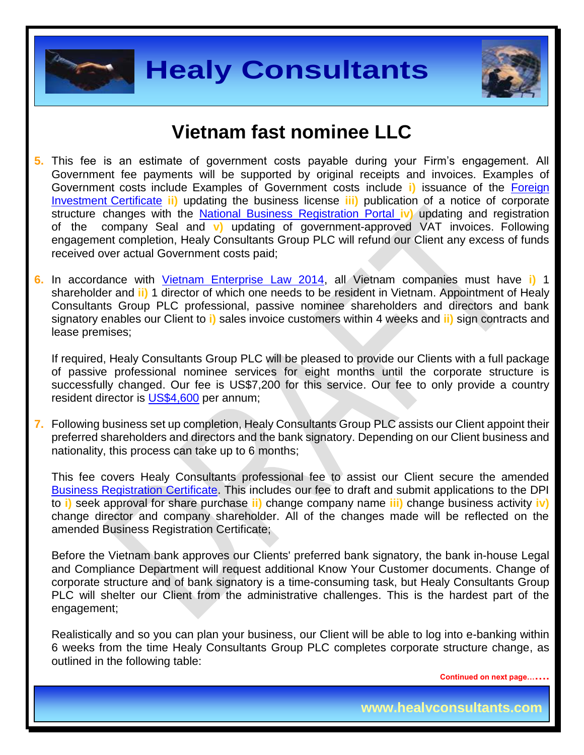## Vietnam fast nominee LLC

5. This fee is an estimate of government costs payable during your Firm's engagement. All Government fee payments will be supported by original receipts and invoices. Examples of Government costs include Examples of Government costs include i) issuance of the Foreign Investment Certificate ii) updating the business license iii) publication of a notice of corporate structure changes with the National Business Registration Portal iv) updating and registration of the company Seal and v) updating of government-approved VAT invoices. Following engagement completion, Healy Consultants Group PLC will refund our Client any excess of funds received over actual Government costs paid;

6. In accordance with Vietnam Enterprise Law 2014, all Vietnam companies must have i) 1 shareholder and ii) 1 director of which one needs to be resident in Vietnam. Appointment of Healy Consultants Group PLC professional, passive nominee shareholders and directors and bank signatory enables our Client to i) sales invoice customers within 4 weeks and ii) sign contracts and lease premises;

   If required, Healy Consultants Group PLC will be pleased to provide our Clients with a full package of passive professional nominee services for eight months until the corporate structure is successfully changed. Our fee is US$7,200 for this service. Our fee to only provide a country resident director is US$4,600 per annum;

7. Following business set up completion, Healy Consultants Group PLC assists our Client appoint their preferred shareholders and directors and the bank signatory. Depending on our Client business and nationality, this process can take up to 6 months;

   This fee covers Healy Consultants professional fee to assist our Client secure the amended Business Registration Certificate. This includes our fee to draft and submit applications to the DPI to i) seek approval for share purchase ii) change company name iii) change business activity iv) change director and company shareholder. All of the changes made will be reflected on the amended Business Registration Certificate;

   Before the Vietnam bank approves our Clients' preferred bank signatory, the bank in-house Legal and Compliance Department will request additional Know Your Customer documents. Change of corporate structure and of bank signatory is a time-consuming task, but Healy Consultants Group PLC will shelter our Client from the administrative challenges. This is the hardest part of the engagement;

   Realistically and so you can plan your business, our Client will be able to log into e-banking within 6 weeks from the time Healy Consultants Group PLC completes corporate structure change, as outlined in the following table:

Continued on next page……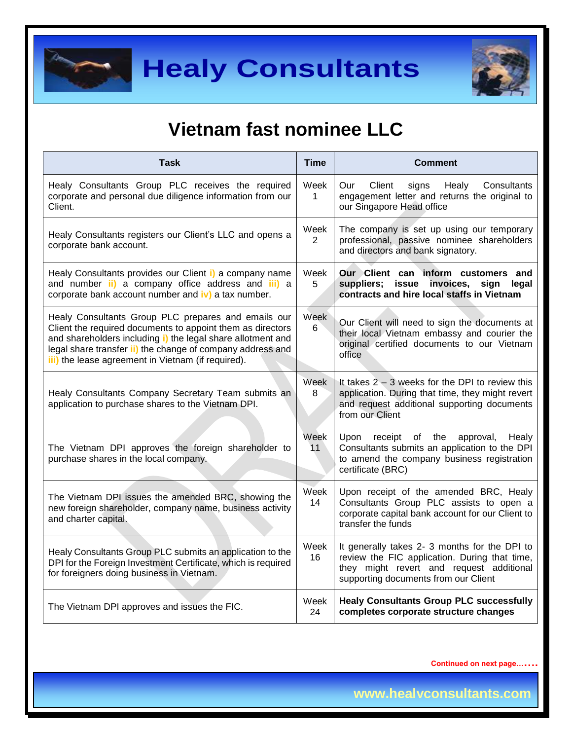# Vietnam fast nominee LLC

| Task | Time | Comment |
|---|---|---|
| Healy Consultants Group PLC receives the required corporate and personal due diligence information from our Client. | Week 1 | Our Client signs Healy Consultants engagement letter and returns the original to our Singapore Head office |
| Healy Consultants registers our Client's LLC and opens a corporate bank account. | Week 2 | The company is set up using our temporary professional, passive nominee shareholders and directors and bank signatory. |
| Healy Consultants provides our Client i) a company name and number ii) a company office address and iii) a corporate bank account number and iv) a tax number. | Week 5 | **Our Client can inform customers and suppliers; issue invoices, sign legal contracts and hire local staffs in Vietnam** |
| Healy Consultants Group PLC prepares and emails our Client the required documents to appoint them as directors and shareholders including i) the legal share allotment and legal share transfer ii) the change of company address and iii) the lease agreement in Vietnam (if required). | Week 6 | Our Client will need to sign the documents at their local Vietnam embassy and courier the original certified documents to our Vietnam office |
| Healy Consultants Company Secretary Team submits an application to purchase shares to the Vietnam DPI. | Week 8 | It takes 2 – 3 weeks for the DPI to review this application. During that time, they might revert and request additional supporting documents from our Client |
| The Vietnam DPI approves the foreign shareholder to purchase shares in the local company. | Week 11 | Upon receipt of the approval, Healy Consultants submits an application to the DPI to amend the company business registration certificate (BRC) |
| The Vietnam DPI issues the amended BRC, showing the new foreign shareholder, company name, business activity and charter capital. | Week 14 | Upon receipt of the amended BRC, Healy Consultants Group PLC assists to open a corporate capital bank account for our Client to transfer the funds |
| Healy Consultants Group PLC submits an application to the DPI for the Foreign Investment Certificate, which is required for foreigners doing business in Vietnam. | Week 16 | It generally takes 2- 3 months for the DPI to review the FIC application. During that time, they might revert and request additional supporting documents from our Client |
| The Vietnam DPI approves and issues the FIC. | Week 24 | **Healy Consultants Group PLC successfully completes corporate structure changes** |

Continued on next page…….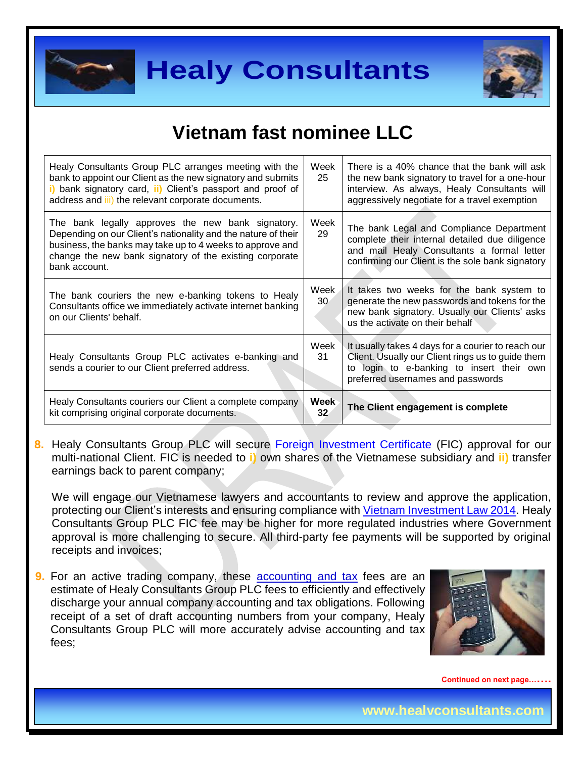## Vietnam fast nominee LLC

| | | |
|---|---|---|
| Healy Consultants Group PLC arranges meeting with the bank to appoint our Client as the new signatory and submits **i)** bank signatory card, **ii)** Client's passport and proof of address and iii) the relevant corporate documents. | Week 25 | There is a 40% chance that the bank will ask the new bank signatory to travel for a one-hour interview. As always, Healy Consultants will aggressively negotiate for a travel exemption |
| The bank legally approves the new bank signatory. Depending on our Client's nationality and the nature of their business, the banks may take up to 4 weeks to approve and change the new bank signatory of the existing corporate bank account. | Week 29 | The bank Legal and Compliance Department complete their internal detailed due diligence and mail Healy Consultants a formal letter confirming our Client is the sole bank signatory |
| The bank couriers the new e-banking tokens to Healy Consultants office we immediately activate internet banking on our Clients' behalf. | Week 30 | It takes two weeks for the bank system to generate the new passwords and tokens for the new bank signatory. Usually our Clients' asks us the activate on their behalf |
| Healy Consultants Group PLC activates e-banking and sends a courier to our Client preferred address. | Week 31 | It usually takes 4 days for a courier to reach our Client. Usually our Client rings us to guide them to login to e-banking to insert their own preferred usernames and passwords |
| Healy Consultants couriers our Client a complete company kit comprising original corporate documents. | **Week 32** | **The Client engagement is complete** |

8. Healy Consultants Group PLC will secure Foreign Investment Certificate (FIC) approval for our multi-national Client. FIC is needed to **i)** own shares of the Vietnamese subsidiary and **ii)** transfer earnings back to parent company;

   We will engage our Vietnamese lawyers and accountants to review and approve the application, protecting our Client's interests and ensuring compliance with Vietnam Investment Law 2014. Healy Consultants Group PLC FIC fee may be higher for more regulated industries where Government approval is more challenging to secure. All third-party fee payments will be supported by original receipts and invoices;

9. For an active trading company, these accounting and tax fees are an estimate of Healy Consultants Group PLC fees to efficiently and effectively discharge your annual company accounting and tax obligations. Following receipt of a set of draft accounting numbers from your company, Healy Consultants Group PLC will more accurately advise accounting and tax fees;

Continued on next page……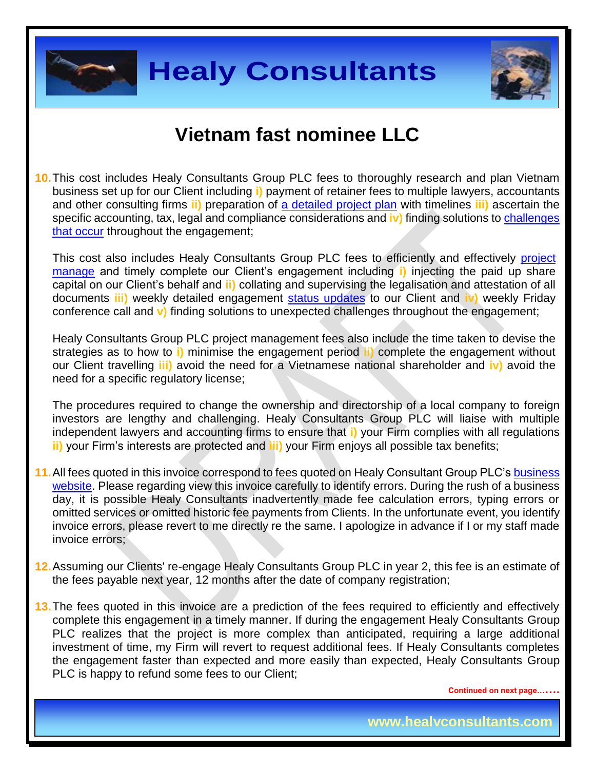# Vietnam fast nominee LLC

10. This cost includes Healy Consultants Group PLC fees to thoroughly research and plan Vietnam business set up for our Client including **i)** payment of retainer fees to multiple lawyers, accountants and other consulting firms **ii)** preparation of a detailed project plan with timelines **iii)** ascertain the specific accounting, tax, legal and compliance considerations and **iv)** finding solutions to challenges that occur throughout the engagement;

    This cost also includes Healy Consultants Group PLC fees to efficiently and effectively project manage and timely complete our Client's engagement including **i)** injecting the paid up share capital on our Client's behalf and **ii)** collating and supervising the legalisation and attestation of all documents **iii)** weekly detailed engagement status updates to our Client and **iv)** weekly Friday conference call and **v)** finding solutions to unexpected challenges throughout the engagement;

    Healy Consultants Group PLC project management fees also include the time taken to devise the strategies as to how to **i)** minimise the engagement period **ii)** complete the engagement without our Client travelling **iii)** avoid the need for a Vietnamese national shareholder and **iv)** avoid the need for a specific regulatory license;

    The procedures required to change the ownership and directorship of a local company to foreign investors are lengthy and challenging. Healy Consultants Group PLC will liaise with multiple independent lawyers and accounting firms to ensure that **i)** your Firm complies with all regulations **ii)** your Firm's interests are protected and **iii)** your Firm enjoys all possible tax benefits;

11. All fees quoted in this invoice correspond to fees quoted on Healy Consultant Group PLC's business website. Please regarding view this invoice carefully to identify errors. During the rush of a business day, it is possible Healy Consultants inadvertently made fee calculation errors, typing errors or omitted services or omitted historic fee payments from Clients. In the unfortunate event, you identify invoice errors, please revert to me directly re the same. I apologize in advance if I or my staff made invoice errors;

12. Assuming our Clients' re-engage Healy Consultants Group PLC in year 2, this fee is an estimate of the fees payable next year, 12 months after the date of company registration;

13. The fees quoted in this invoice are a prediction of the fees required to efficiently and effectively complete this engagement in a timely manner. If during the engagement Healy Consultants Group PLC realizes that the project is more complex than anticipated, requiring a large additional investment of time, my Firm will revert to request additional fees. If Healy Consultants completes the engagement faster than expected and more easily than expected, Healy Consultants Group PLC is happy to refund some fees to our Client;

Continued on next page…….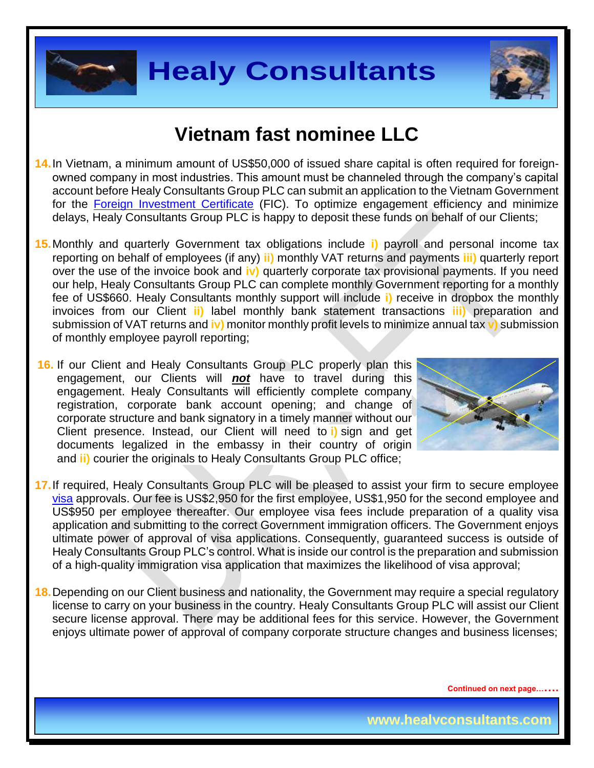# Vietnam fast nominee LLC

14. In Vietnam, a minimum amount of US$50,000 of issued share capital is often required for foreign-owned company in most industries. This amount must be channeled through the company's capital account before Healy Consultants Group PLC can submit an application to the Vietnam Government for the Foreign Investment Certificate (FIC). To optimize engagement efficiency and minimize delays, Healy Consultants Group PLC is happy to deposit these funds on behalf of our Clients;

15. Monthly and quarterly Government tax obligations include i) payroll and personal income tax reporting on behalf of employees (if any) ii) monthly VAT returns and payments iii) quarterly report over the use of the invoice book and iv) quarterly corporate tax provisional payments. If you need our help, Healy Consultants Group PLC can complete monthly Government reporting for a monthly fee of US$660. Healy Consultants monthly support will include i) receive in dropbox the monthly invoices from our Client ii) label monthly bank statement transactions iii) preparation and submission of VAT returns and iv) monitor monthly profit levels to minimize annual tax v) submission of monthly employee payroll reporting;

16. If our Client and Healy Consultants Group PLC properly plan this engagement, our Clients will ***not*** have to travel during this engagement. Healy Consultants will efficiently complete company registration, corporate bank account opening; and change of corporate structure and bank signatory in a timely manner without our Client presence. Instead, our Client will need to i) sign and get documents legalized in the embassy in their country of origin and ii) courier the originals to Healy Consultants Group PLC office;

17. If required, Healy Consultants Group PLC will be pleased to assist your firm to secure employee visa approvals. Our fee is US$2,950 for the first employee, US$1,950 for the second employee and US$950 per employee thereafter. Our employee visa fees include preparation of a quality visa application and submitting to the correct Government immigration officers. The Government enjoys ultimate power of approval of visa applications. Consequently, guaranteed success is outside of Healy Consultants Group PLC's control. What is inside our control is the preparation and submission of a high-quality immigration visa application that maximizes the likelihood of visa approval;

18. Depending on our Client business and nationality, the Government may require a special regulatory license to carry on your business in the country. Healy Consultants Group PLC will assist our Client secure license approval. There may be additional fees for this service. However, the Government enjoys ultimate power of approval of company corporate structure changes and business licenses;

Continued on next page…….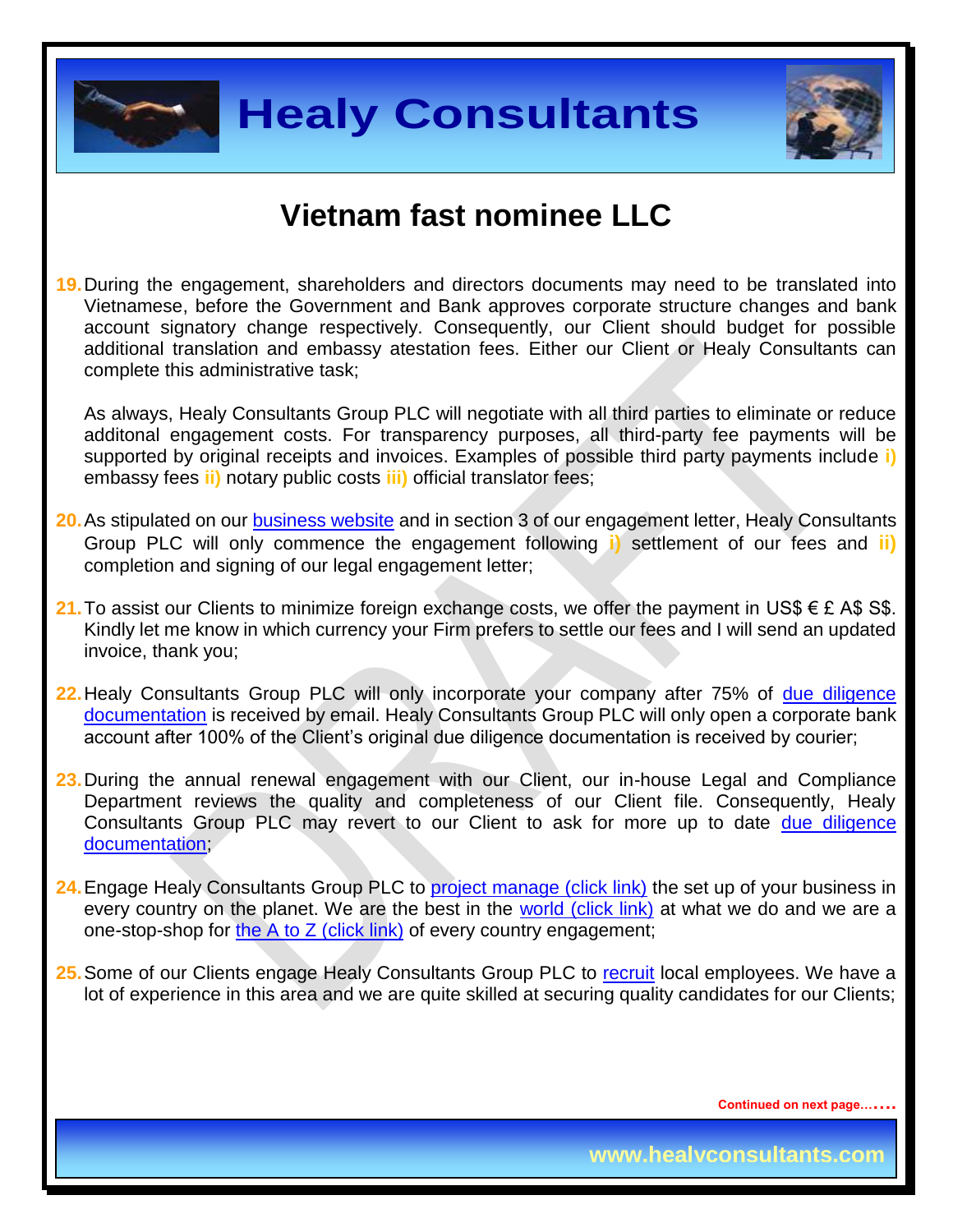# Vietnam fast nominee LLC

19. During the engagement, shareholders and directors documents may need to be translated into Vietnamese, before the Government and Bank approves corporate structure changes and bank account signatory change respectively. Consequently, our Client should budget for possible additional translation and embassy atestation fees. Either our Client or Healy Consultants can complete this administrative task;

    As always, Healy Consultants Group PLC will negotiate with all third parties to eliminate or reduce additonal engagement costs. For transparency purposes, all third-party fee payments will be supported by original receipts and invoices. Examples of possible third party payments include **i)** embassy fees **ii)** notary public costs **iii)** official translator fees;

20. As stipulated on our business website and in section 3 of our engagement letter, Healy Consultants Group PLC will only commence the engagement following **i)** settlement of our fees and **ii)** completion and signing of our legal engagement letter;

21. To assist our Clients to minimize foreign exchange costs, we offer the payment in US$ € £ A$ S$. Kindly let me know in which currency your Firm prefers to settle our fees and I will send an updated invoice, thank you;

22. Healy Consultants Group PLC will only incorporate your company after 75% of due diligence documentation is received by email. Healy Consultants Group PLC will only open a corporate bank account after 100% of the Client's original due diligence documentation is received by courier;

23. During the annual renewal engagement with our Client, our in-house Legal and Compliance Department reviews the quality and completeness of our Client file. Consequently, Healy Consultants Group PLC may revert to our Client to ask for more up to date due diligence documentation;

24. Engage Healy Consultants Group PLC to project manage (click link) the set up of your business in every country on the planet. We are the best in the world (click link) at what we do and we are a one-stop-shop for the A to Z (click link) of every country engagement;

25. Some of our Clients engage Healy Consultants Group PLC to recruit local employees. We have a lot of experience in this area and we are quite skilled at securing quality candidates for our Clients;

**Continued on next page…….**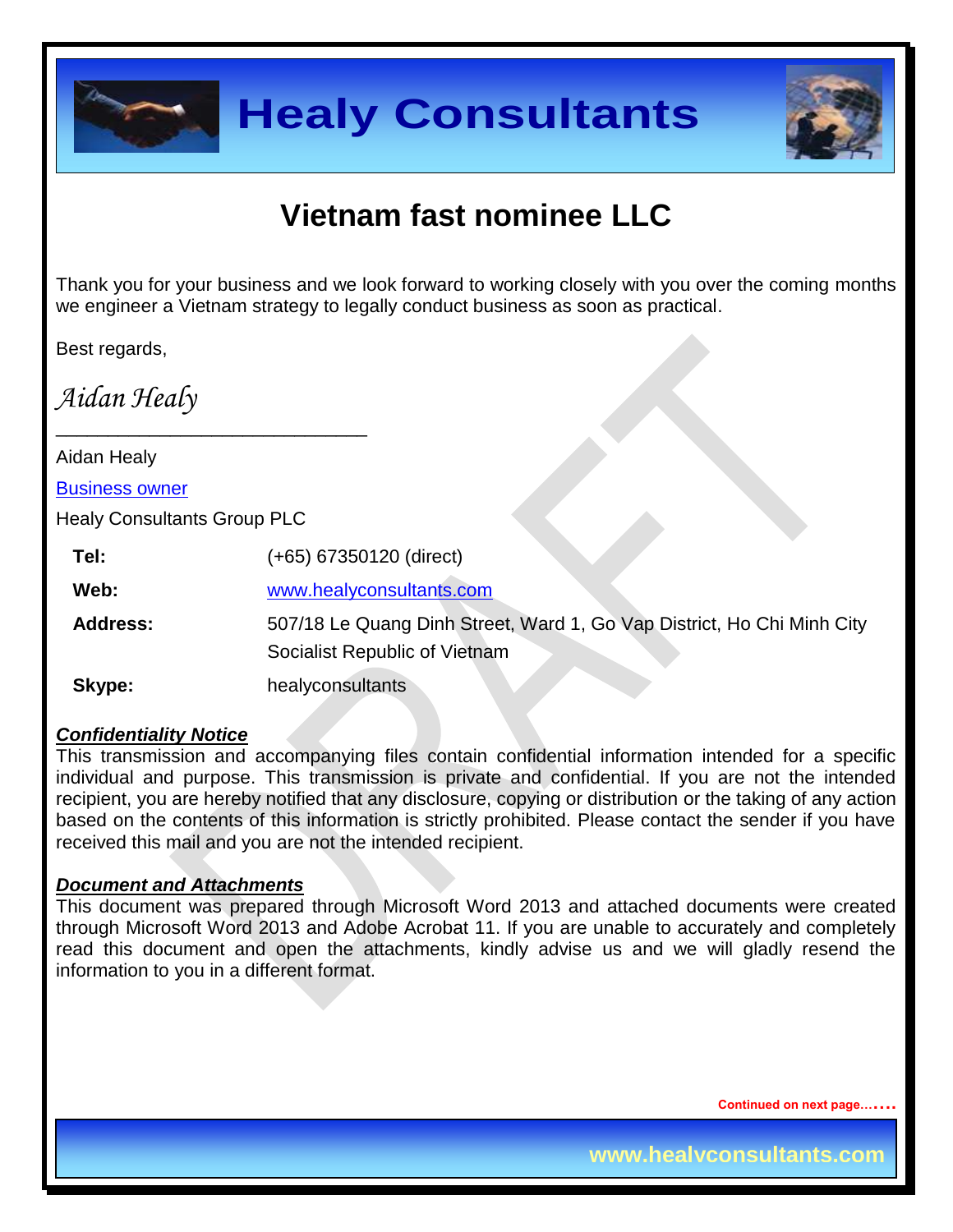## Vietnam fast nominee LLC

Thank you for your business and we look forward to working closely with you over the coming months we engineer a Vietnam strategy to legally conduct business as soon as practical.

Best regards,

*Aidan Healy*

______________________________

Aidan Healy

[Business owner]

Healy Consultants Group PLC

| | |
|---|---|
| **Tel:** | (+65) 67350120 (direct) |
| **Web:** | www.healyconsultants.com |
| **Address:** | 507/18 Le Quang Dinh Street, Ward 1, Go Vap District, Ho Chi Minh City Socialist Republic of Vietnam |
| **Skype:** | healyconsultants |

***Confidentiality Notice***

This transmission and accompanying files contain confidential information intended for a specific individual and purpose. This transmission is private and confidential. If you are not the intended recipient, you are hereby notified that any disclosure, copying or distribution or the taking of any action based on the contents of this information is strictly prohibited. Please contact the sender if you have received this mail and you are not the intended recipient.

***Document and Attachments***

This document was prepared through Microsoft Word 2013 and attached documents were created through Microsoft Word 2013 and Adobe Acrobat 11. If you are unable to accurately and completely read this document and open the attachments, kindly advise us and we will gladly resend the information to you in a different format.